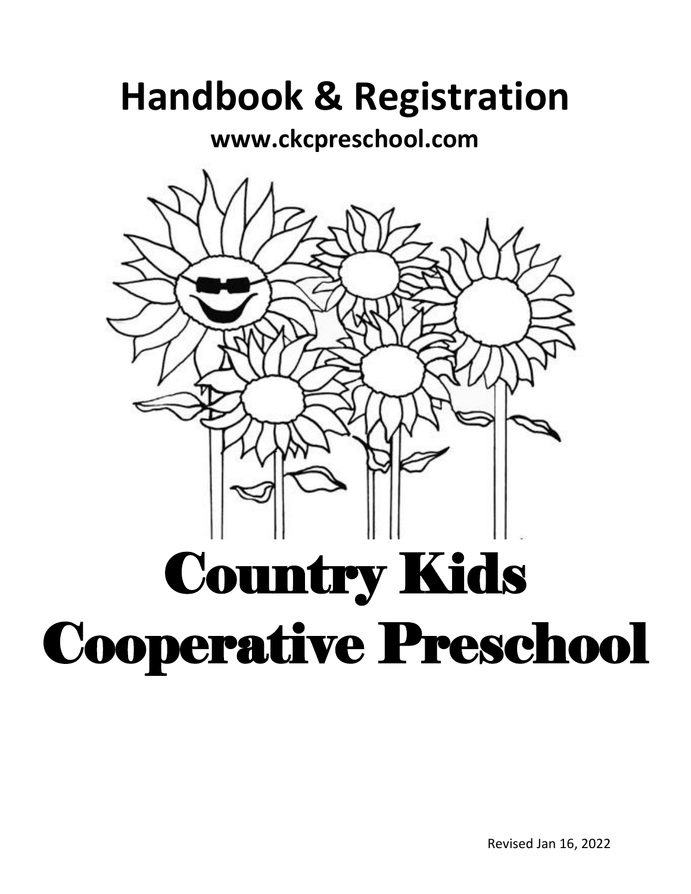# Handbook & Registration

**www.ckcpreschool.com**

# Country Kids Cooperative Preschool

Revised Jan 16, 2022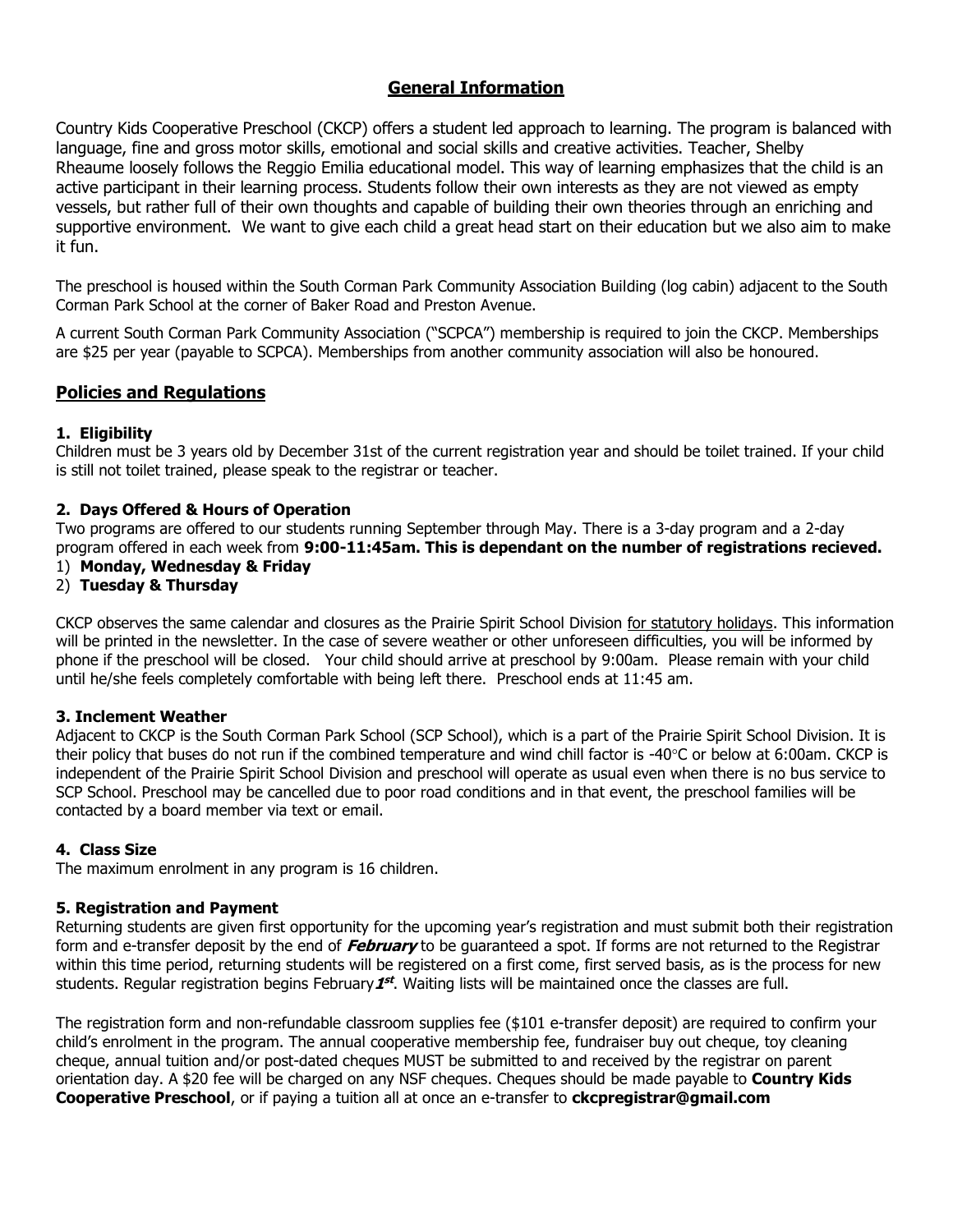## General Information

Country Kids Cooperative Preschool (CKCP) offers a student led approach to learning. The program is balanced with language, fine and gross motor skills, emotional and social skills and creative activities. Teacher, Shelby Rheaume loosely follows the Reggio Emilia educational model. This way of learning emphasizes that the child is an active participant in their learning process. Students follow their own interests as they are not viewed as empty vessels, but rather full of their own thoughts and capable of building their own theories through an enriching and supportive environment. We want to give each child a great head start on their education but we also aim to make it fun.

The preschool is housed within the South Corman Park Community Association Building (log cabin) adjacent to the South Corman Park School at the corner of Baker Road and Preston Avenue.

A current South Corman Park Community Association ("SCPCA") membership is required to join the CKCP. Memberships are $25 per year (payable to SCPCA). Memberships from another community association will also be honoured.

## Policies and Regulations

### 1. Eligibility

Children must be 3 years old by December 31st of the current registration year and should be toilet trained. If your child is still not toilet trained, please speak to the registrar or teacher.

### 2. Days Offered & Hours of Operation

Two programs are offered to our students running September through May. There is a 3-day program and a 2-day program offered in each week from **9:00-11:45am. This is dependant on the number of registrations recieved.**

1) **Monday, Wednesday & Friday**
2) **Tuesday & Thursday**

CKCP observes the same calendar and closures as the Prairie Spirit School Division for statutory holidays. This information will be printed in the newsletter. In the case of severe weather or other unforeseen difficulties, you will be informed by phone if the preschool will be closed. Your child should arrive at preschool by 9:00am. Please remain with your child until he/she feels completely comfortable with being left there. Preschool ends at 11:45 am.

### 3. Inclement Weather

Adjacent to CKCP is the South Corman Park School (SCP School), which is a part of the Prairie Spirit School Division. It is their policy that buses do not run if the combined temperature and wind chill factor is -40°C or below at 6:00am. CKCP is independent of the Prairie Spirit School Division and preschool will operate as usual even when there is no bus service to SCP School. Preschool may be cancelled due to poor road conditions and in that event, the preschool families will be contacted by a board member via text or email.

### 4. Class Size

The maximum enrolment in any program is 16 children.

### 5. Registration and Payment

Returning students are given first opportunity for the upcoming year's registration and must submit both their registration form and e-transfer deposit by the end of ***February*** to be guaranteed a spot. If forms are not returned to the Registrar within this time period, returning students will be registered on a first come, first served basis, as is the process for new students. Regular registration begins February ***1st***. Waiting lists will be maintained once the classes are full.

The registration form and non-refundable classroom supplies fee ($101 e-transfer deposit) are required to confirm your child's enrolment in the program. The annual cooperative membership fee, fundraiser buy out cheque, toy cleaning cheque, annual tuition and/or post-dated cheques MUST be submitted to and received by the registrar on parent orientation day. A $20 fee will be charged on any NSF cheques. Cheques should be made payable to **Country Kids Cooperative Preschool**, or if paying a tuition all at once an e-transfer to **ckcpregistrar@gmail.com**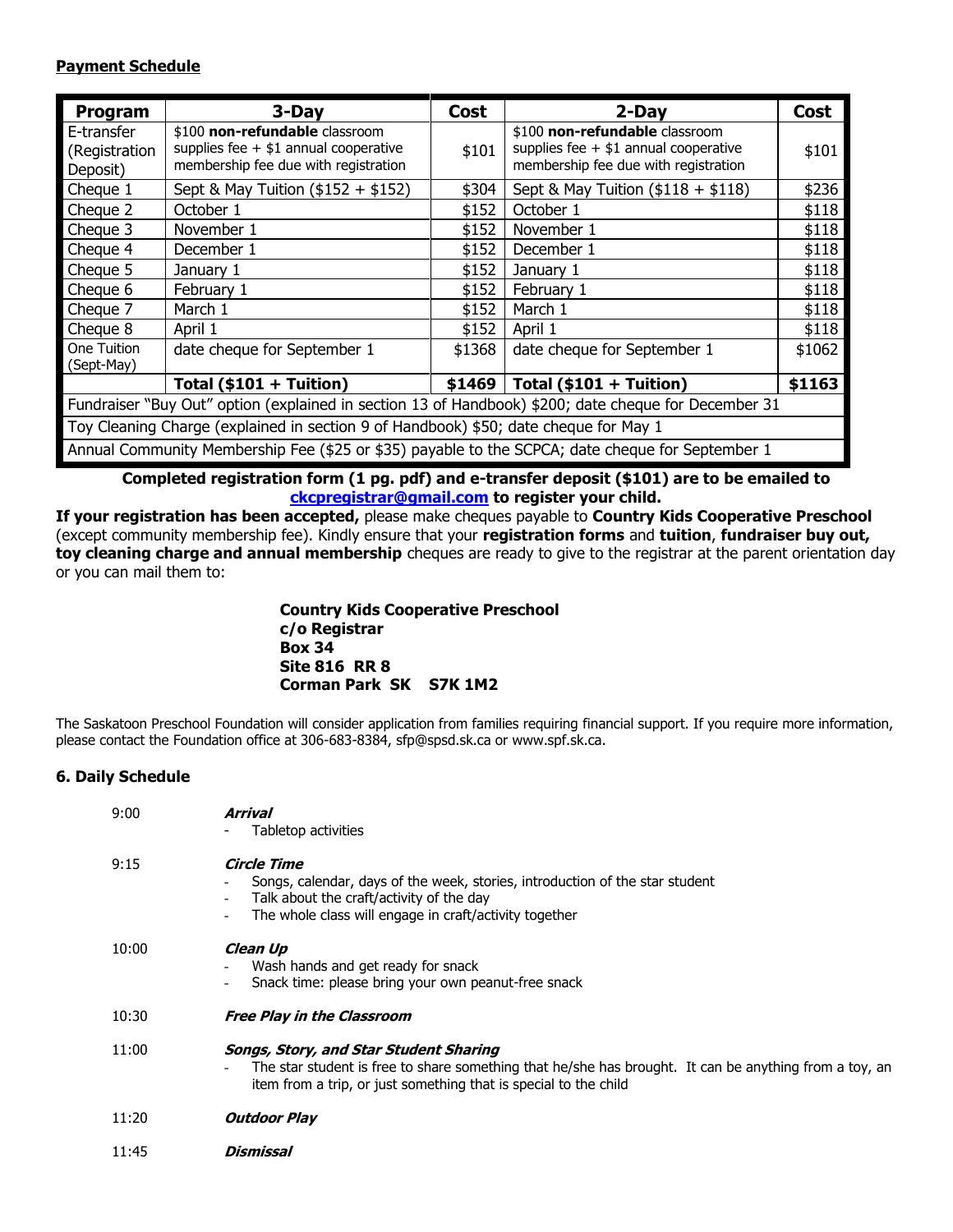**Payment Schedule**

| Program | 3-Day | Cost | 2-Day | Cost |
|---|---|---|---|---|
| E-transfer (Registration Deposit) | $100 **non-refundable** classroom supplies fee + $1 annual cooperative membership fee due with registration | $101 | $100 **non-refundable** classroom supplies fee + $1 annual cooperative membership fee due with registration | $101 |
| Cheque 1 | Sept & May Tuition ($152 + $152) | $304 | Sept & May Tuition ($118 + $118) | $236 |
| Cheque 2 | October 1 | $152 | October 1 | $118 |
| Cheque 3 | November 1 | $152 | November 1 | $118 |
| Cheque 4 | December 1 | $152 | December 1 | $118 |
| Cheque 5 | January 1 | $152 | January 1 | $118 |
| Cheque 6 | February 1 | $152 | February 1 | $118 |
| Cheque 7 | March 1 | $152 | March 1 | $118 |
| Cheque 8 | April 1 | $152 | April 1 | $118 |
| One Tuition (Sept-May) | date cheque for September 1 | $1368 | date cheque for September 1 | $1062 |
| | **Total ($101 + Tuition)** | **$1469** | **Total ($101 + Tuition)** | **$1163** |
| Fundraiser "Buy Out" option (explained in section 13 of Handbook) $200; date cheque for December 31 | | | | |
| Toy Cleaning Charge (explained in section 9 of Handbook) $50; date cheque for May 1 | | | | |
| Annual Community Membership Fee ($25 or $35) payable to the SCPCA; date cheque for September 1 | | | | |

**Completed registration form (1 pg. pdf) and e-transfer deposit ($101) are to be emailed to ckcpregistrar@gmail.com to register your child.**

**If your registration has been accepted,** please make cheques payable to **Country Kids Cooperative Preschool** (except community membership fee). Kindly ensure that your **registration forms** and **tuition**, **fundraiser buy out, toy cleaning charge and annual membership** cheques are ready to give to the registrar at the parent orientation day or you can mail them to:

**Country Kids Cooperative Preschool**
**c/o Registrar**
**Box 34**
**Site 816 RR 8**
**Corman Park SK S7K 1M2**

The Saskatoon Preschool Foundation will consider application from families requiring financial support. If you require more information, please contact the Foundation office at 306-683-8384, sfp@spsd.sk.ca or www.spf.sk.ca.

## 6. Daily Schedule

9:00 ***Arrival***
- Tabletop activities

9:15 ***Circle Time***
- Songs, calendar, days of the week, stories, introduction of the star student
- Talk about the craft/activity of the day
- The whole class will engage in craft/activity together

10:00 ***Clean Up***
- Wash hands and get ready for snack
- Snack time: please bring your own peanut-free snack

10:30 ***Free Play in the Classroom***

11:00 ***Songs, Story, and Star Student Sharing***
- The star student is free to share something that he/she has brought. It can be anything from a toy, an item from a trip, or just something that is special to the child

11:20 ***Outdoor Play***

11:45 ***Dismissal***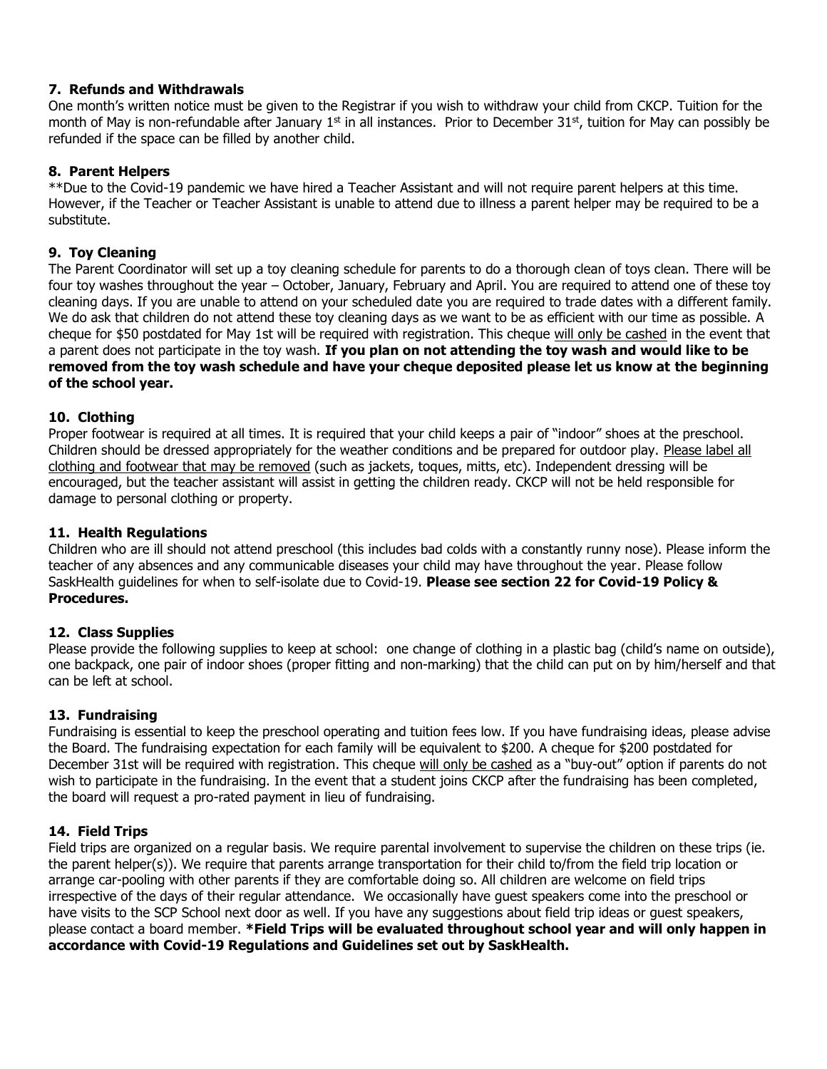### 7. Refunds and Withdrawals

One month's written notice must be given to the Registrar if you wish to withdraw your child from CKCP. Tuition for the month of May is non-refundable after January 1st in all instances. Prior to December 31st, tuition for May can possibly be refunded if the space can be filled by another child.

### 8. Parent Helpers

**Due to the Covid-19 pandemic we have hired a Teacher Assistant and will not require parent helpers at this time. However, if the Teacher or Teacher Assistant is unable to attend due to illness a parent helper may be required to be a substitute.

### 9. Toy Cleaning

The Parent Coordinator will set up a toy cleaning schedule for parents to do a thorough clean of toys clean. There will be four toy washes throughout the year – October, January, February and April. You are required to attend one of these toy cleaning days. If you are unable to attend on your scheduled date you are required to trade dates with a different family. We do ask that children do not attend these toy cleaning days as we want to be as efficient with our time as possible. A cheque for $50 postdated for May 1st will be required with registration. This cheque <u>will only be cashed</u> in the event that a parent does not participate in the toy wash. **If you plan on not attending the toy wash and would like to be removed from the toy wash schedule and have your cheque deposited please let us know at the beginning of the school year.**

### 10. Clothing

Proper footwear is required at all times. It is required that your child keeps a pair of "indoor" shoes at the preschool. Children should be dressed appropriately for the weather conditions and be prepared for outdoor play. <u>Please label all clothing and footwear that may be removed</u> (such as jackets, toques, mitts, etc). Independent dressing will be encouraged, but the teacher assistant will assist in getting the children ready. CKCP will not be held responsible for damage to personal clothing or property.

### 11. Health Regulations

Children who are ill should not attend preschool (this includes bad colds with a constantly runny nose). Please inform the teacher of any absences and any communicable diseases your child may have throughout the year. Please follow SaskHealth guidelines for when to self-isolate due to Covid-19. **Please see section 22 for Covid-19 Policy & Procedures.**

### 12. Class Supplies

Please provide the following supplies to keep at school: one change of clothing in a plastic bag (child's name on outside), one backpack, one pair of indoor shoes (proper fitting and non-marking) that the child can put on by him/herself and that can be left at school.

### 13. Fundraising

Fundraising is essential to keep the preschool operating and tuition fees low. If you have fundraising ideas, please advise the Board. The fundraising expectation for each family will be equivalent to $200. A cheque for $200 postdated for December 31st will be required with registration. This cheque <u>will only be cashed</u> as a "buy-out" option if parents do not wish to participate in the fundraising. In the event that a student joins CKCP after the fundraising has been completed, the board will request a pro-rated payment in lieu of fundraising.

### 14. Field Trips

Field trips are organized on a regular basis. We require parental involvement to supervise the children on these trips (ie. the parent helper(s)). We require that parents arrange transportation for their child to/from the field trip location or arrange car-pooling with other parents if they are comfortable doing so. All children are welcome on field trips irrespective of the days of their regular attendance. We occasionally have guest speakers come into the preschool or have visits to the SCP School next door as well. If you have any suggestions about field trip ideas or guest speakers, please contact a board member. ***Field Trips will be evaluated throughout school year and will only happen in accordance with Covid-19 Regulations and Guidelines set out by SaskHealth.**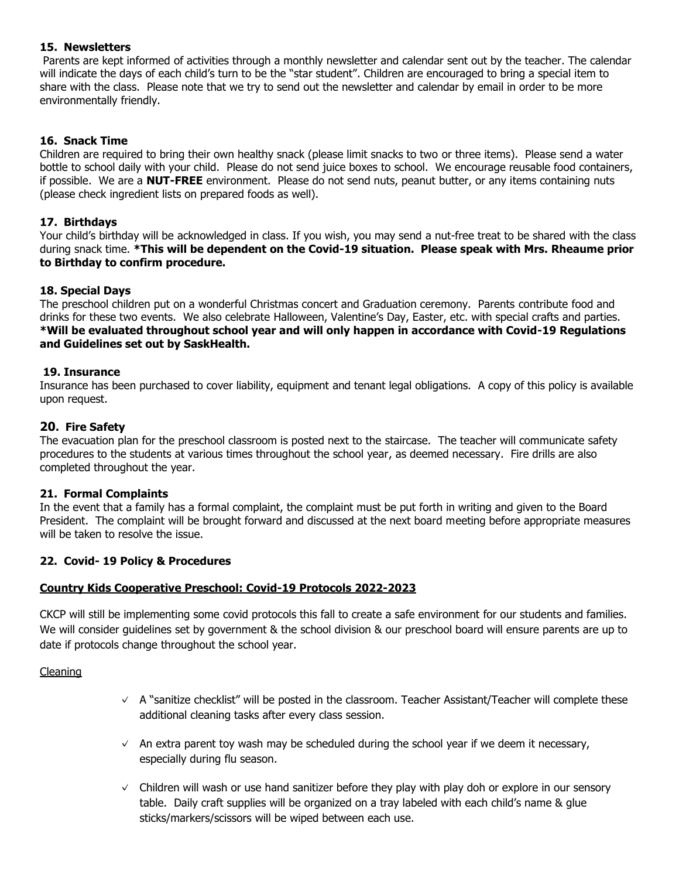### 15. Newsletters

Parents are kept informed of activities through a monthly newsletter and calendar sent out by the teacher. The calendar will indicate the days of each child's turn to be the "star student". Children are encouraged to bring a special item to share with the class. Please note that we try to send out the newsletter and calendar by email in order to be more environmentally friendly.

### 16. Snack Time

Children are required to bring their own healthy snack (please limit snacks to two or three items). Please send a water bottle to school daily with your child. Please do not send juice boxes to school. We encourage reusable food containers, if possible. We are a **NUT-FREE** environment. Please do not send nuts, peanut butter, or any items containing nuts (please check ingredient lists on prepared foods as well).

### 17. Birthdays

Your child's birthday will be acknowledged in class. If you wish, you may send a nut-free treat to be shared with the class during snack time. ***This will be dependent on the Covid-19 situation. Please speak with Mrs. Rheaume prior to Birthday to confirm procedure.**

### 18. Special Days

The preschool children put on a wonderful Christmas concert and Graduation ceremony. Parents contribute food and drinks for these two events. We also celebrate Halloween, Valentine's Day, Easter, etc. with special crafts and parties. ***Will be evaluated throughout school year and will only happen in accordance with Covid-19 Regulations and Guidelines set out by SaskHealth.**

### 19. Insurance

Insurance has been purchased to cover liability, equipment and tenant legal obligations. A copy of this policy is available upon request.

### 20. Fire Safety

The evacuation plan for the preschool classroom is posted next to the staircase. The teacher will communicate safety procedures to the students at various times throughout the school year, as deemed necessary. Fire drills are also completed throughout the year.

### 21. Formal Complaints

In the event that a family has a formal complaint, the complaint must be put forth in writing and given to the Board President. The complaint will be brought forward and discussed at the next board meeting before appropriate measures will be taken to resolve the issue.

### 22. Covid- 19 Policy & Procedures

**Country Kids Cooperative Preschool: Covid-19 Protocols 2022-2023**

CKCP will still be implementing some covid protocols this fall to create a safe environment for our students and families. We will consider guidelines set by government & the school division & our preschool board will ensure parents are up to date if protocols change throughout the school year.

Cleaning

- ✓ A "sanitize checklist" will be posted in the classroom. Teacher Assistant/Teacher will complete these additional cleaning tasks after every class session.
- ✓ An extra parent toy wash may be scheduled during the school year if we deem it necessary, especially during flu season.
- ✓ Children will wash or use hand sanitizer before they play with play doh or explore in our sensory table. Daily craft supplies will be organized on a tray labeled with each child's name & glue sticks/markers/scissors will be wiped between each use.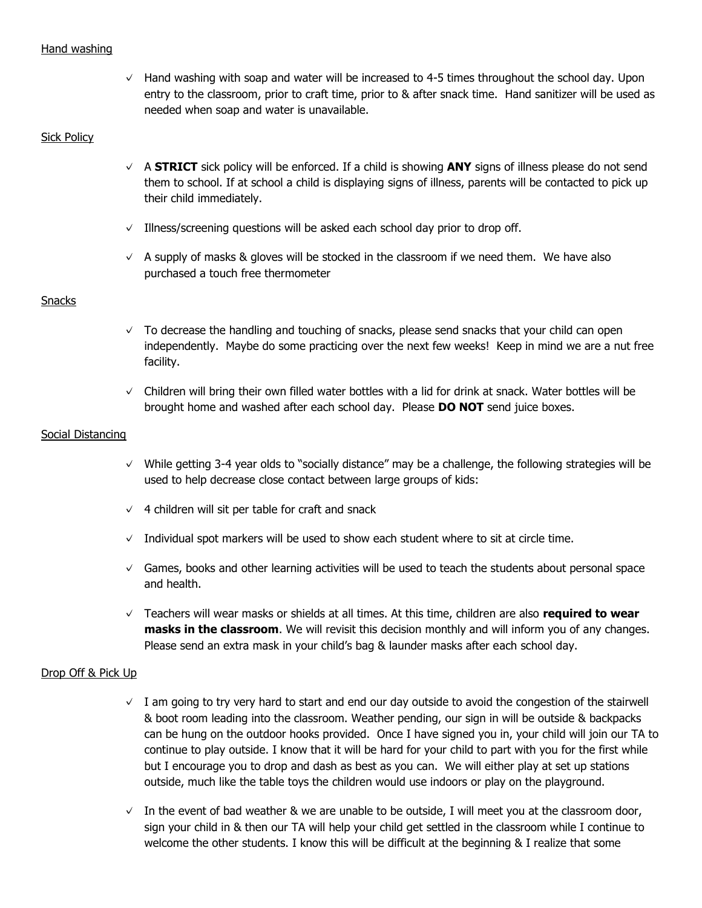Hand washing

- ✓ Hand washing with soap and water will be increased to 4-5 times throughout the school day. Upon entry to the classroom, prior to craft time, prior to & after snack time. Hand sanitizer will be used as needed when soap and water is unavailable.

Sick Policy

- ✓ A **STRICT** sick policy will be enforced. If a child is showing **ANY** signs of illness please do not send them to school. If at school a child is displaying signs of illness, parents will be contacted to pick up their child immediately.
- ✓ Illness/screening questions will be asked each school day prior to drop off.
- ✓ A supply of masks & gloves will be stocked in the classroom if we need them. We have also purchased a touch free thermometer

Snacks

- ✓ To decrease the handling and touching of snacks, please send snacks that your child can open independently. Maybe do some practicing over the next few weeks! Keep in mind we are a nut free facility.
- ✓ Children will bring their own filled water bottles with a lid for drink at snack. Water bottles will be brought home and washed after each school day. Please **DO NOT** send juice boxes.

Social Distancing

- ✓ While getting 3-4 year olds to "socially distance" may be a challenge, the following strategies will be used to help decrease close contact between large groups of kids:
- ✓ 4 children will sit per table for craft and snack
- ✓ Individual spot markers will be used to show each student where to sit at circle time.
- ✓ Games, books and other learning activities will be used to teach the students about personal space and health.
- ✓ Teachers will wear masks or shields at all times. At this time, children are also **required to wear masks in the classroom**. We will revisit this decision monthly and will inform you of any changes. Please send an extra mask in your child's bag & launder masks after each school day.

Drop Off & Pick Up

- ✓ I am going to try very hard to start and end our day outside to avoid the congestion of the stairwell & boot room leading into the classroom. Weather pending, our sign in will be outside & backpacks can be hung on the outdoor hooks provided. Once I have signed you in, your child will join our TA to continue to play outside. I know that it will be hard for your child to part with you for the first while but I encourage you to drop and dash as best as you can. We will either play at set up stations outside, much like the table toys the children would use indoors or play on the playground.
- ✓ In the event of bad weather & we are unable to be outside, I will meet you at the classroom door, sign your child in & then our TA will help your child get settled in the classroom while I continue to welcome the other students. I know this will be difficult at the beginning & I realize that some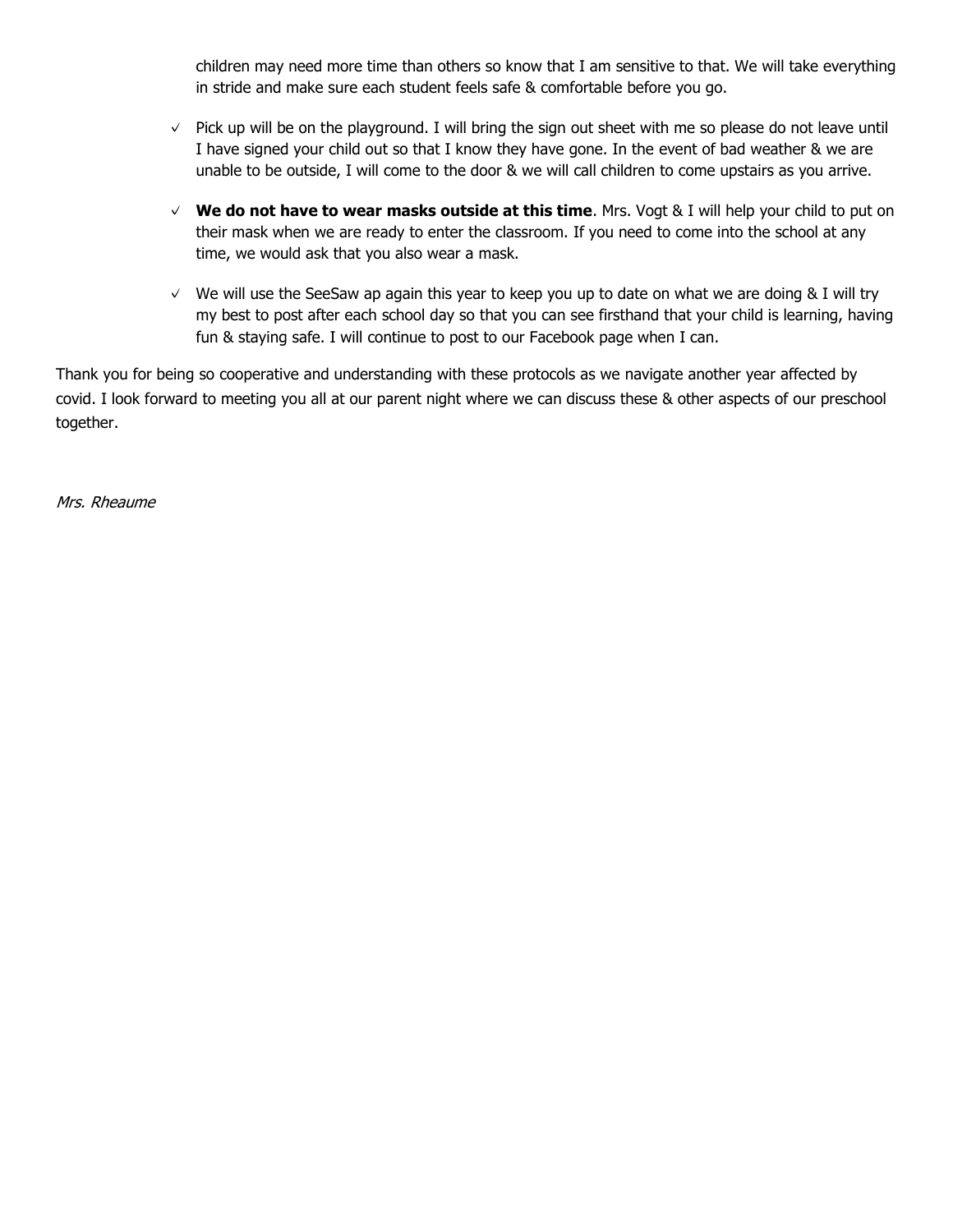children may need more time than others so know that I am sensitive to that. We will take everything in stride and make sure each student feels safe & comfortable before you go.

- ✓ Pick up will be on the playground. I will bring the sign out sheet with me so please do not leave until I have signed your child out so that I know they have gone. In the event of bad weather & we are unable to be outside, I will come to the door & we will call children to come upstairs as you arrive.
- ✓ **We do not have to wear masks outside at this time**. Mrs. Vogt & I will help your child to put on their mask when we are ready to enter the classroom. If you need to come into the school at any time, we would ask that you also wear a mask.
- ✓ We will use the SeeSaw ap again this year to keep you up to date on what we are doing & I will try my best to post after each school day so that you can see firsthand that your child is learning, having fun & staying safe. I will continue to post to our Facebook page when I can.

Thank you for being so cooperative and understanding with these protocols as we navigate another year affected by covid. I look forward to meeting you all at our parent night where we can discuss these & other aspects of our preschool together.

*Mrs. Rheaume*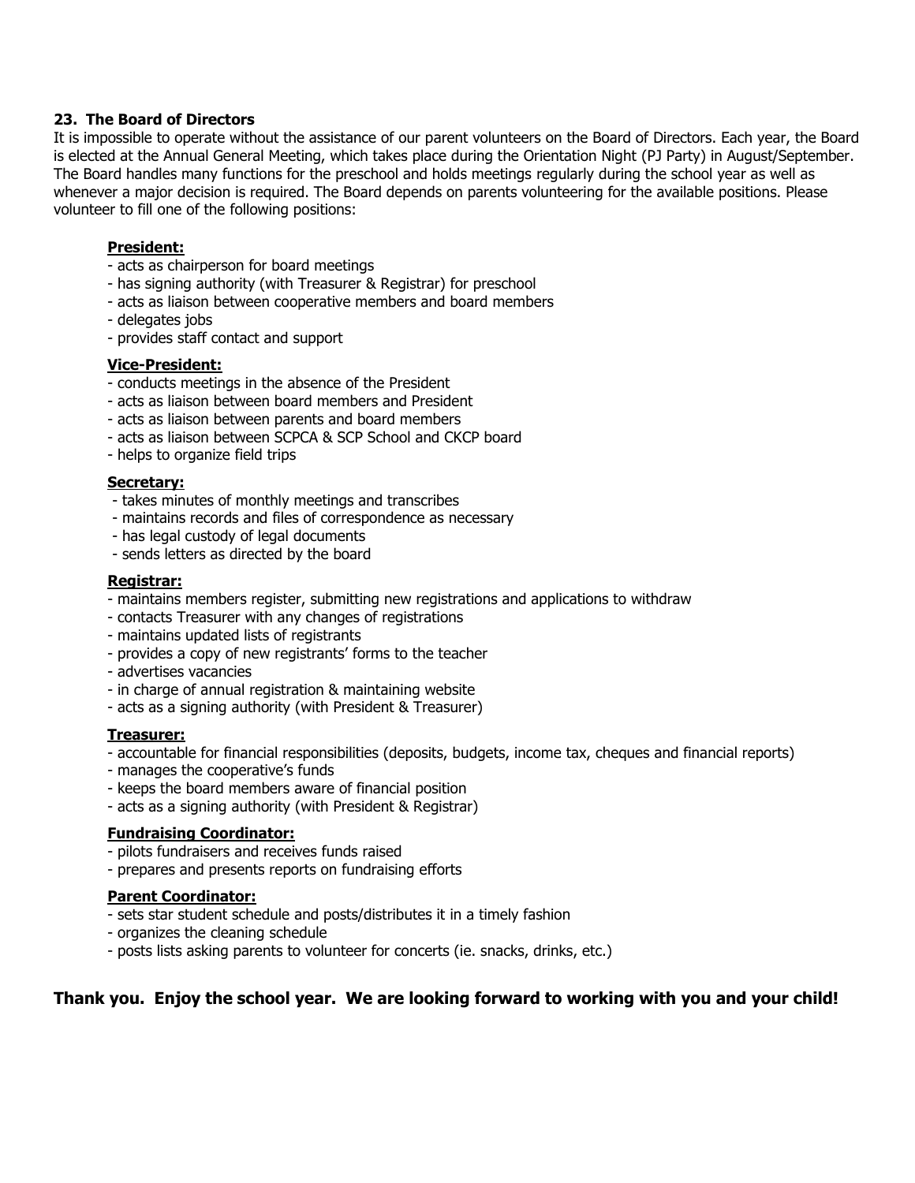## 23. The Board of Directors

It is impossible to operate without the assistance of our parent volunteers on the Board of Directors. Each year, the Board is elected at the Annual General Meeting, which takes place during the Orientation Night (PJ Party) in August/September. The Board handles many functions for the preschool and holds meetings regularly during the school year as well as whenever a major decision is required. The Board depends on parents volunteering for the available positions. Please volunteer to fill one of the following positions:

**President:**

- acts as chairperson for board meetings
- has signing authority (with Treasurer & Registrar) for preschool
- acts as liaison between cooperative members and board members
- delegates jobs
- provides staff contact and support

**Vice-President:**

- conducts meetings in the absence of the President
- acts as liaison between board members and President
- acts as liaison between parents and board members
- acts as liaison between SCPCA & SCP School and CKCP board
- helps to organize field trips

**Secretary:**

- takes minutes of monthly meetings and transcribes
- maintains records and files of correspondence as necessary
- has legal custody of legal documents
- sends letters as directed by the board

**Registrar:**

- maintains members register, submitting new registrations and applications to withdraw
- contacts Treasurer with any changes of registrations
- maintains updated lists of registrants
- provides a copy of new registrants' forms to the teacher
- advertises vacancies
- in charge of annual registration & maintaining website
- acts as a signing authority (with President & Treasurer)

**Treasurer:**

- accountable for financial responsibilities (deposits, budgets, income tax, cheques and financial reports)
- manages the cooperative's funds
- keeps the board members aware of financial position
- acts as a signing authority (with President & Registrar)

**Fundraising Coordinator:**

- pilots fundraisers and receives funds raised
- prepares and presents reports on fundraising efforts

**Parent Coordinator:**

- sets star student schedule and posts/distributes it in a timely fashion
- organizes the cleaning schedule
- posts lists asking parents to volunteer for concerts (ie. snacks, drinks, etc.)

**Thank you. Enjoy the school year. We are looking forward to working with you and your child!**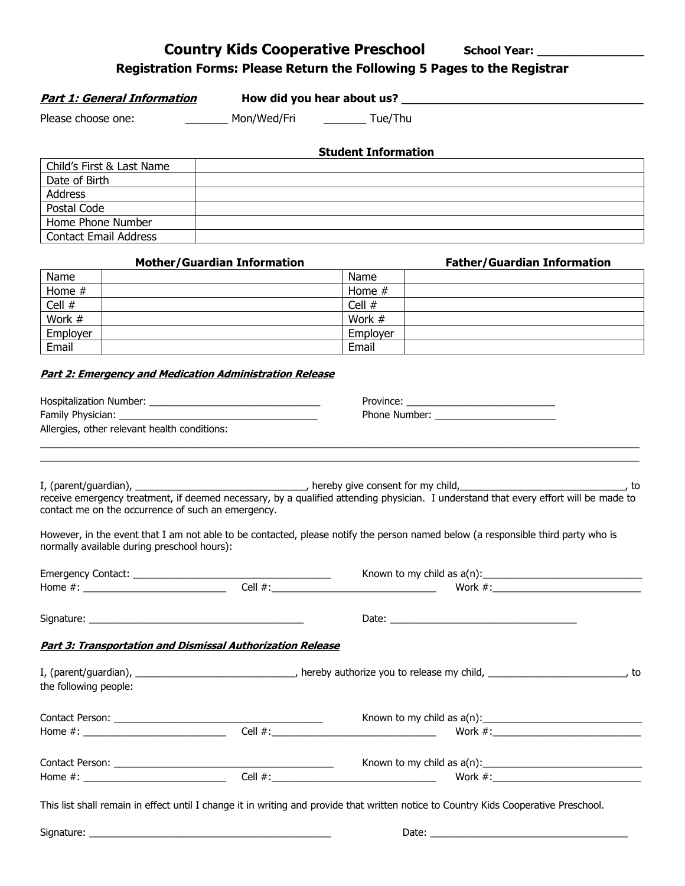# Country Kids Cooperative Preschool

**School Year: _______________**

**Registration Forms: Please Return the Following 5 Pages to the Registrar**

***Part 1: General Information*** **How did you hear about us? ____________________________________**

Please choose one: _______ Mon/Wed/Fri _______ Tue/Thu

**Student Information**

| | |
|---|---|
| Child's First & Last Name | |
| Date of Birth | |
| Address | |
| Postal Code | |
| Home Phone Number | |
| Contact Email Address | |

| **Mother/Guardian Information** | | **Father/Guardian Information** | |
|---|---|---|---|
| Name | | Name | |
| Home # | | Home # | |
| Cell # | | Cell # | |
| Work # | | Work # | |
| Employer | | Employer | |
| Email | | Email | |

***Part 2: Emergency and Medication Administration Release***

Hospitalization Number: ________________________________ Province: ____________________________

Family Physician: _____________________________________ Phone Number: ______________________

Allergies, other relevant health conditions:

_____________________________________________________________________________________________

_____________________________________________________________________________________________

I, (parent/guardian), ________________________________, hereby give consent for my child,______________________________, to receive emergency treatment, if deemed necessary, by a qualified attending physician. I understand that every effort will be made to contact me on the occurrence of such an emergency.

However, in the event that I am not able to be contacted, please notify the person named below (a responsible third party who is normally available during preschool hours):

Emergency Contact: _____________________________________ Known to my child as a(n):______________________________

Home #: ___________________________ Cell #:_______________________________ Work #:____________________________

Signature: _________________________________________ Date: ___________________________________

***Part 3: Transportation and Dismissal Authorization Release***

I, (parent/guardian), _____________________________, hereby authorize you to release my child, _________________________, to the following people:

Contact Person: _______________________________________ Known to my child as a(n):______________________________

Home #: ___________________________ Cell #:_______________________________ Work #:____________________________

Contact Person: _________________________________________ Known to my child as a(n):______________________________

Home #: ___________________________ Cell #:_______________________________ Work #:____________________________

This list shall remain in effect until I change it in writing and provide that written notice to Country Kids Cooperative Preschool.

Signature: ______________________________________________ Date: ______________________________________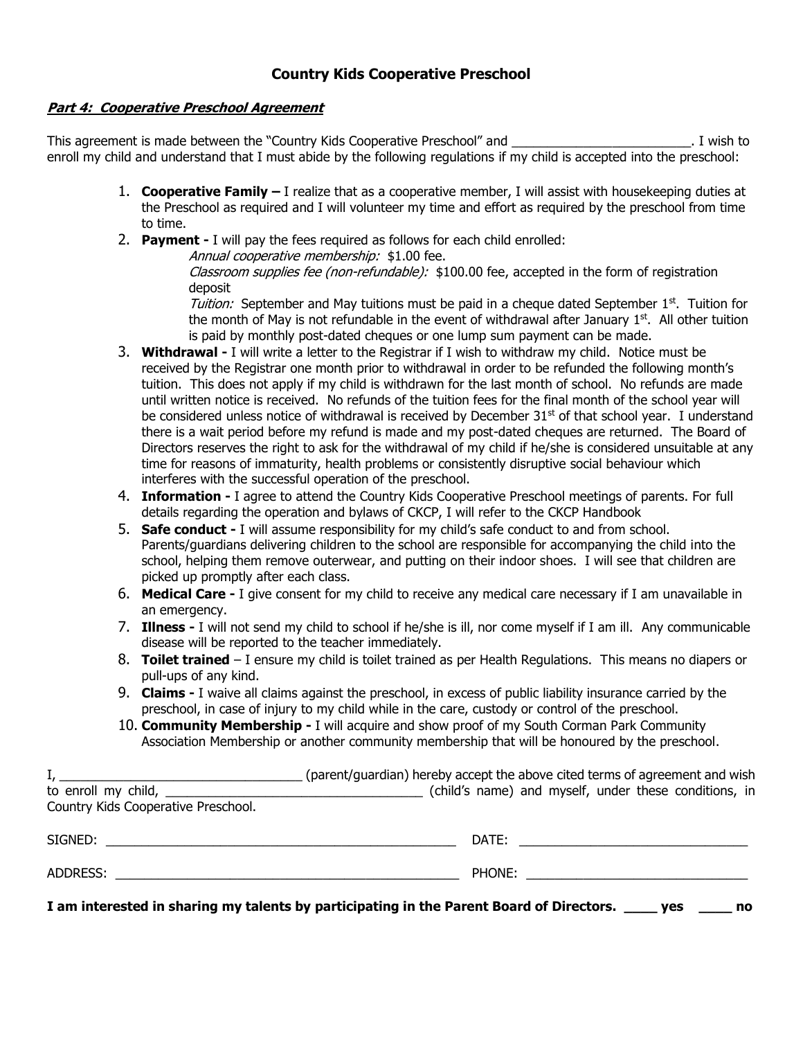# Country Kids Cooperative Preschool

***Part 4: Cooperative Preschool Agreement***

This agreement is made between the "Country Kids Cooperative Preschool" and _________________________. I wish to enroll my child and understand that I must abide by the following regulations if my child is accepted into the preschool:

1. **Cooperative Family –** I realize that as a cooperative member, I will assist with housekeeping duties at the Preschool as required and I will volunteer my time and effort as required by the preschool from time to time.
2. **Payment -** I will pay the fees required as follows for each child enrolled:
   *Annual cooperative membership:* $1.00 fee.
   *Classroom supplies fee (non-refundable):* $100.00 fee, accepted in the form of registration deposit
   *Tuition:* September and May tuitions must be paid in a cheque dated September 1st. Tuition for the month of May is not refundable in the event of withdrawal after January 1st. All other tuition is paid by monthly post-dated cheques or one lump sum payment can be made.
3. **Withdrawal -** I will write a letter to the Registrar if I wish to withdraw my child. Notice must be received by the Registrar one month prior to withdrawal in order to be refunded the following month's tuition. This does not apply if my child is withdrawn for the last month of school. No refunds are made until written notice is received. No refunds of the tuition fees for the final month of the school year will be considered unless notice of withdrawal is received by December 31st of that school year. I understand there is a wait period before my refund is made and my post-dated cheques are returned. The Board of Directors reserves the right to ask for the withdrawal of my child if he/she is considered unsuitable at any time for reasons of immaturity, health problems or consistently disruptive social behaviour which interferes with the successful operation of the preschool.
4. **Information -** I agree to attend the Country Kids Cooperative Preschool meetings of parents. For full details regarding the operation and bylaws of CKCP, I will refer to the CKCP Handbook
5. **Safe conduct -** I will assume responsibility for my child's safe conduct to and from school. Parents/guardians delivering children to the school are responsible for accompanying the child into the school, helping them remove outerwear, and putting on their indoor shoes. I will see that children are picked up promptly after each class.
6. **Medical Care -** I give consent for my child to receive any medical care necessary if I am unavailable in an emergency.
7. **Illness -** I will not send my child to school if he/she is ill, nor come myself if I am ill. Any communicable disease will be reported to the teacher immediately.
8. **Toilet trained** – I ensure my child is toilet trained as per Health Regulations. This means no diapers or pull-ups of any kind.
9. **Claims -** I waive all claims against the preschool, in excess of public liability insurance carried by the preschool, in case of injury to my child while in the care, custody or control of the preschool.
10. **Community Membership -** I will acquire and show proof of my South Corman Park Community Association Membership or another community membership that will be honoured by the preschool.

I, ___________________________________ (parent/guardian) hereby accept the above cited terms of agreement and wish to enroll my child, ____________________________________ (child's name) and myself, under these conditions, in Country Kids Cooperative Preschool.

SIGNED: ___________________________________________________ DATE: _________________________________

ADDRESS: __________________________________________________ PHONE: ________________________________

**I am interested in sharing my talents by participating in the Parent Board of Directors. ____ yes ____ no**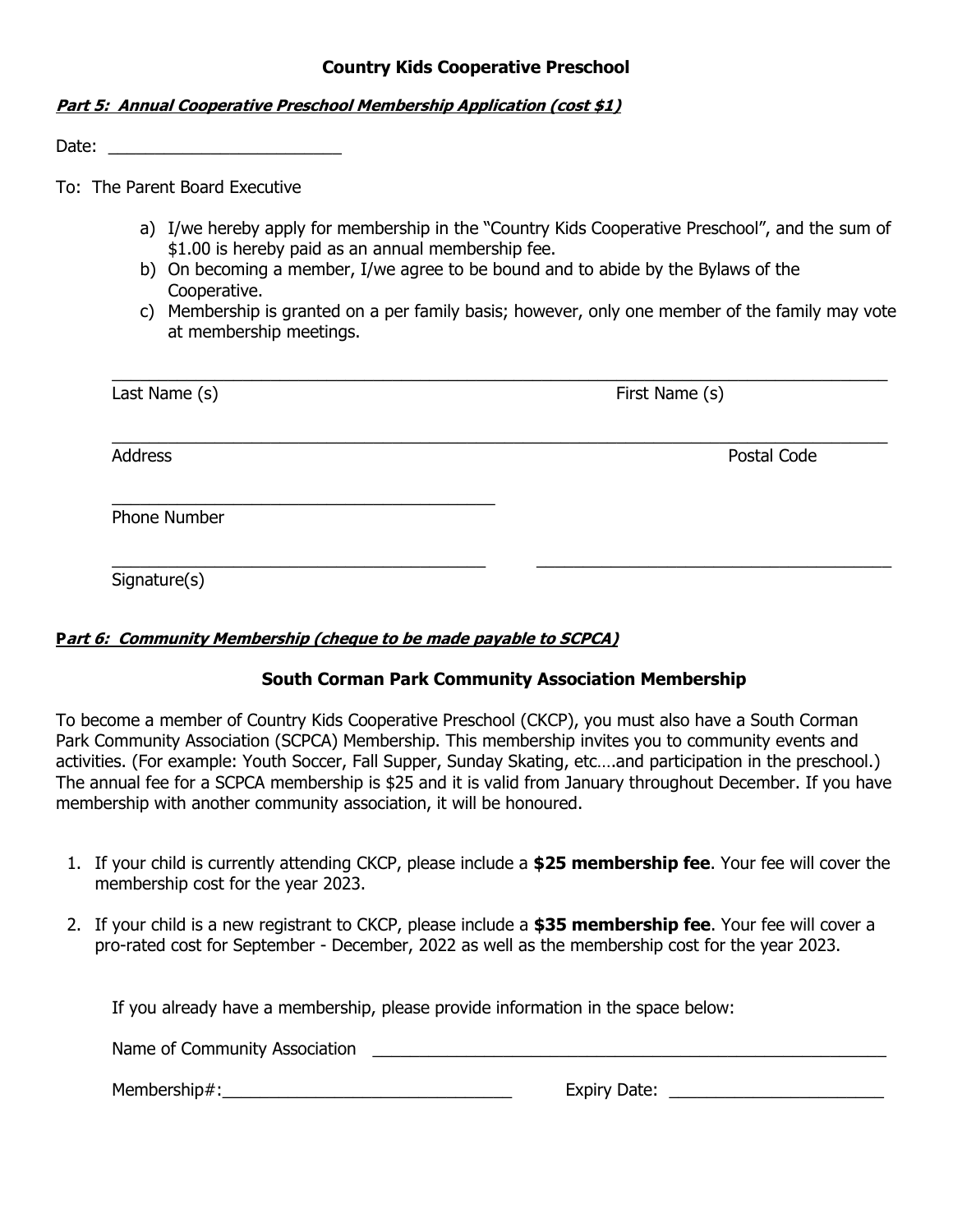## Country Kids Cooperative Preschool

***Part 5: Annual Cooperative Preschool Membership Application (cost $1)***

Date: ________________________

To: The Parent Board Executive

a) I/we hereby apply for membership in the "Country Kids Cooperative Preschool", and the sum of $1.00 is hereby paid as an annual membership fee.
b) On becoming a member, I/we agree to be bound and to abide by the Bylaws of the Cooperative.
c) Membership is granted on a per family basis; however, only one member of the family may vote at membership meetings.

______________________________________________________________________________

Last Name (s)                                                    First Name (s)

______________________________________________________________________________

Address                                                                Postal Code

________________________________________

Phone Number

________________________________________     ________________________________________

Signature(s)

***Part 6: Community Membership (cheque to be made payable to SCPCA)***

### South Corman Park Community Association Membership

To become a member of Country Kids Cooperative Preschool (CKCP), you must also have a South Corman Park Community Association (SCPCA) Membership. This membership invites you to community events and activities. (For example: Youth Soccer, Fall Supper, Sunday Skating, etc….and participation in the preschool.) The annual fee for a SCPCA membership is $25 and it is valid from January throughout December. If you have membership with another community association, it will be honoured.

1. If your child is currently attending CKCP, please include a **$25 membership fee**. Your fee will cover the membership cost for the year 2023.

2. If your child is a new registrant to CKCP, please include a **$35 membership fee**. Your fee will cover a pro-rated cost for September - December, 2022 as well as the membership cost for the year 2023.

If you already have a membership, please provide information in the space below:

Name of Community Association ______________________________________________________

Membership#:_______________________________     Expiry Date: _______________________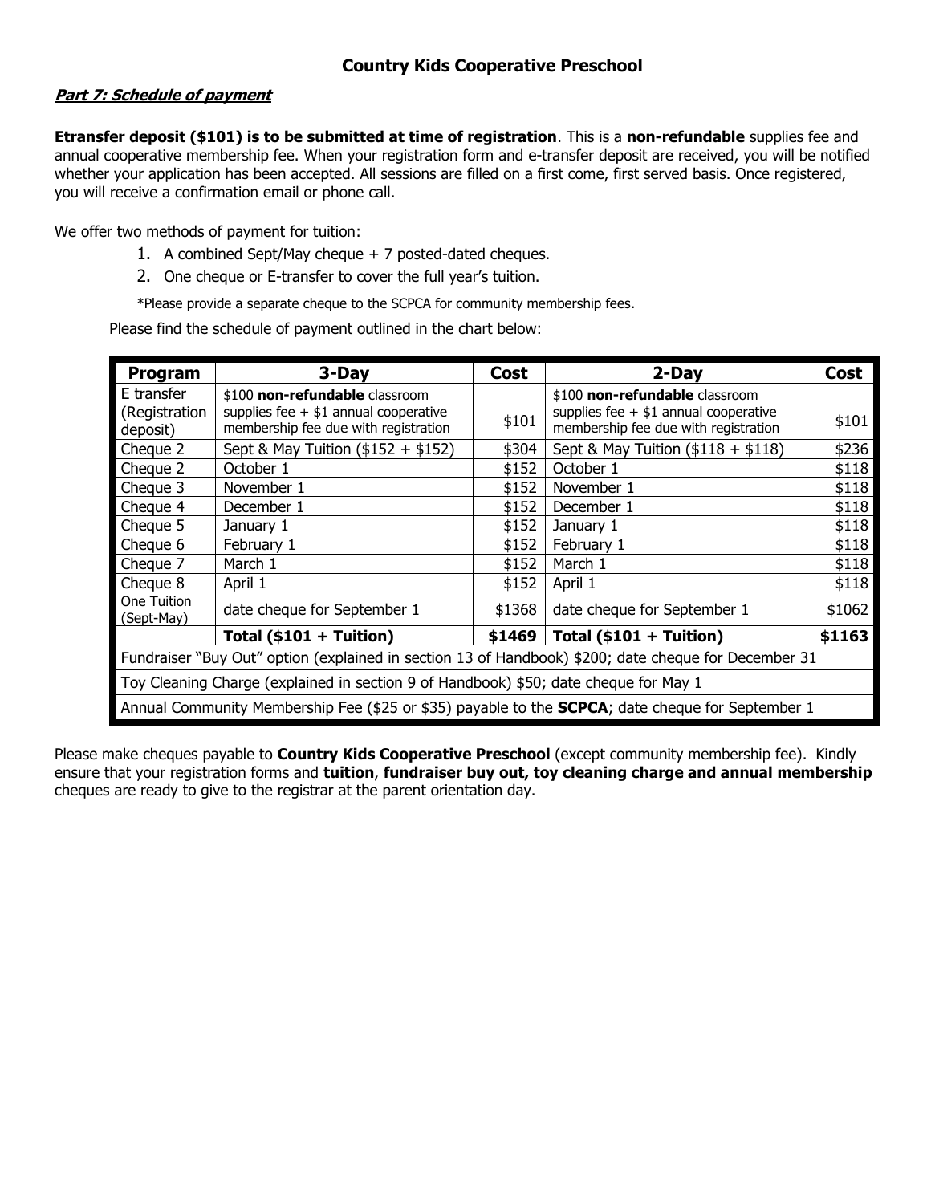**Country Kids Cooperative Preschool**

***Part 7: Schedule of payment***

**Etransfer deposit ($101) is to be submitted at time of registration**. This is a **non-refundable** supplies fee and annual cooperative membership fee. When your registration form and e-transfer deposit are received, you will be notified whether your application has been accepted. All sessions are filled on a first come, first served basis. Once registered, you will receive a confirmation email or phone call.

We offer two methods of payment for tuition:

1. A combined Sept/May cheque + 7 posted-dated cheques.
2. One cheque or E-transfer to cover the full year's tuition.

*Please provide a separate cheque to the SCPCA for community membership fees.

Please find the schedule of payment outlined in the chart below:

| Program | 3-Day | Cost | 2-Day | Cost |
|---|---|---|---|---|
| E transfer (Registration deposit) | $100 **non-refundable** classroom supplies fee + $1 annual cooperative membership fee due with registration | $101 | $100 **non-refundable** classroom supplies fee + $1 annual cooperative membership fee due with registration | $101 |
| Cheque 2 | Sept & May Tuition ($152 + $152) | $304 | Sept & May Tuition ($118 + $118) | $236 |
| Cheque 2 | October 1 | $152 | October 1 | $118 |
| Cheque 3 | November 1 | $152 | November 1 | $118 |
| Cheque 4 | December 1 | $152 | December 1 | $118 |
| Cheque 5 | January 1 | $152 | January 1 | $118 |
| Cheque 6 | February 1 | $152 | February 1 | $118 |
| Cheque 7 | March 1 | $152 | March 1 | $118 |
| Cheque 8 | April 1 | $152 | April 1 | $118 |
| One Tuition (Sept-May) | date cheque for September 1 | $1368 | date cheque for September 1 | $1062 |
| | **Total ($101 + Tuition)** | **$1469** | **Total ($101 + Tuition)** | **$1163** |
| Fundraiser "Buy Out" option (explained in section 13 of Handbook) $200; date cheque for December 31 | | | | |
| Toy Cleaning Charge (explained in section 9 of Handbook) $50; date cheque for May 1 | | | | |
| Annual Community Membership Fee ($25 or $35) payable to the **SCPCA**; date cheque for September 1 | | | | |

Please make cheques payable to **Country Kids Cooperative Preschool** (except community membership fee). Kindly ensure that your registration forms and **tuition**, **fundraiser buy out, toy cleaning charge and annual membership** cheques are ready to give to the registrar at the parent orientation day.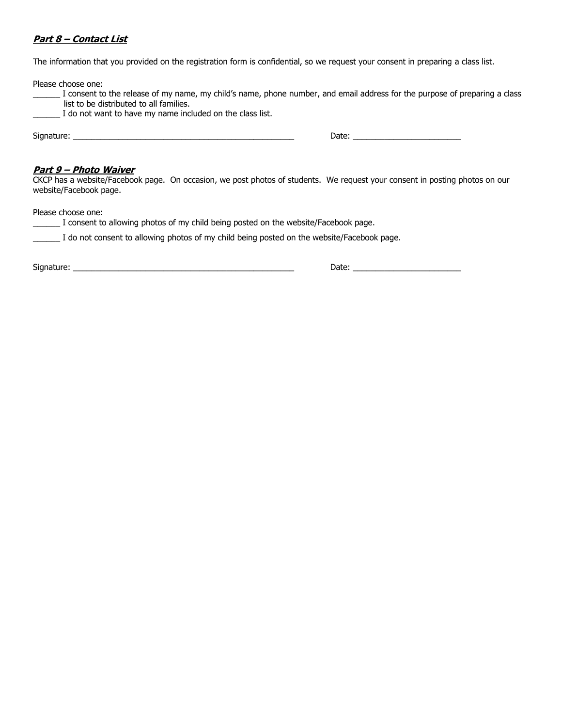## ***Part 8 – Contact List***

The information that you provided on the registration form is confidential, so we request your consent in preparing a class list.

Please choose one:

______ I consent to the release of my name, my child's name, phone number, and email address for the purpose of preparing a class list to be distributed to all families.

______ I do not want to have my name included on the class list.

Signature: ___________________________________________________ Date: _________________________

## ***Part 9 – Photo Waiver***

CKCP has a website/Facebook page. On occasion, we post photos of students. We request your consent in posting photos on our website/Facebook page.

Please choose one:

______ I consent to allowing photos of my child being posted on the website/Facebook page.

______ I do not consent to allowing photos of my child being posted on the website/Facebook page.

Signature: ___________________________________________________ Date: _________________________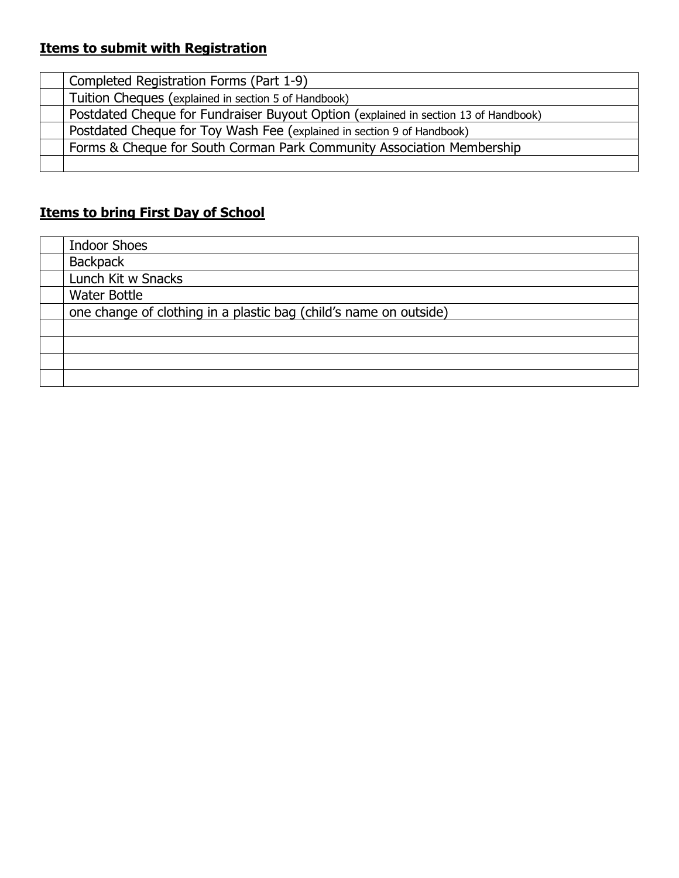**Items to submit with Registration**

| | |
|---|---|
| | Completed Registration Forms (Part 1-9) |
| | Tuition Cheques (explained in section 5 of Handbook) |
| | Postdated Cheque for Fundraiser Buyout Option (explained in section 13 of Handbook) |
| | Postdated Cheque for Toy Wash Fee (explained in section 9 of Handbook) |
| | Forms & Cheque for South Corman Park Community Association Membership |
| | |

**Items to bring First Day of School**

| | |
|---|---|
| | Indoor Shoes |
| | Backpack |
| | Lunch Kit w Snacks |
| | Water Bottle |
| | one change of clothing in a plastic bag (child's name on outside) |
| | |
| | |
| | |
| | |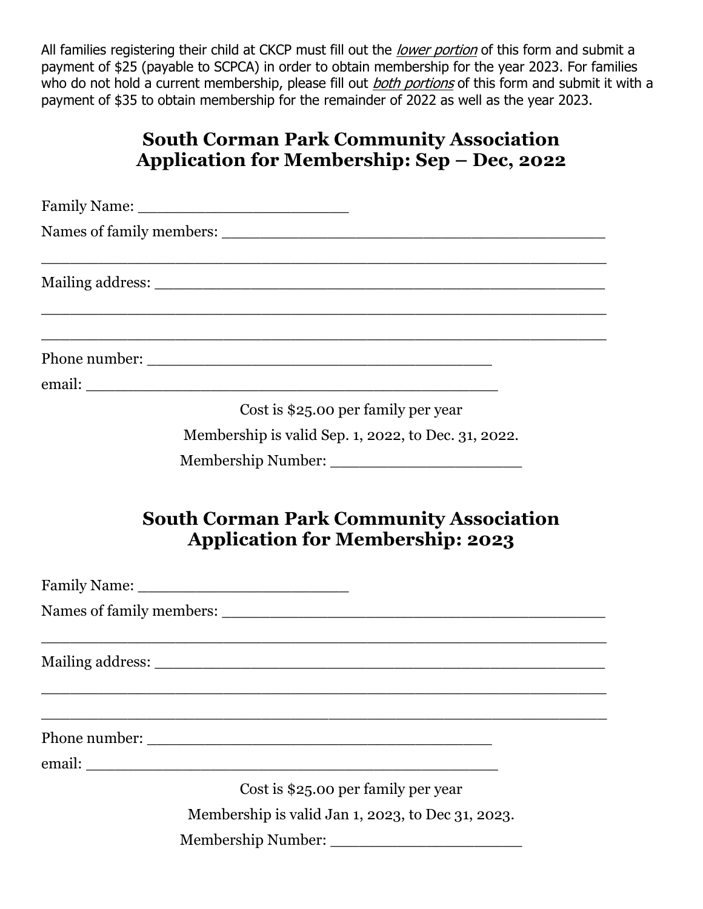All families registering their child at CKCP must fill out the *lower portion* of this form and submit a payment of $25 (payable to SCPCA) in order to obtain membership for the year 2023. For families who do not hold a current membership, please fill out *both portions* of this form and submit it with a payment of $35 to obtain membership for the remainder of 2022 as well as the year 2023.

## South Corman Park Community Association Application for Membership: Sep – Dec, 2022

Family Name: ________________________

Names of family members: ____________________________________________

_________________________________________________________________

Mailing address: ____________________________________________________

_________________________________________________________________

_________________________________________________________________

Phone number: ________________________________________

email: _______________________________________________

Cost is $25.00 per family per year

Membership is valid Sep. 1, 2022, to Dec. 31, 2022.

Membership Number: ______________________

## South Corman Park Community Association Application for Membership: 2023

Family Name: ________________________

Names of family members: ____________________________________________

_________________________________________________________________

Mailing address: ____________________________________________________

_________________________________________________________________

_________________________________________________________________

Phone number: ________________________________________

email: _______________________________________________

Cost is $25.00 per family per year

Membership is valid Jan 1, 2023, to Dec 31, 2023.

Membership Number: ______________________